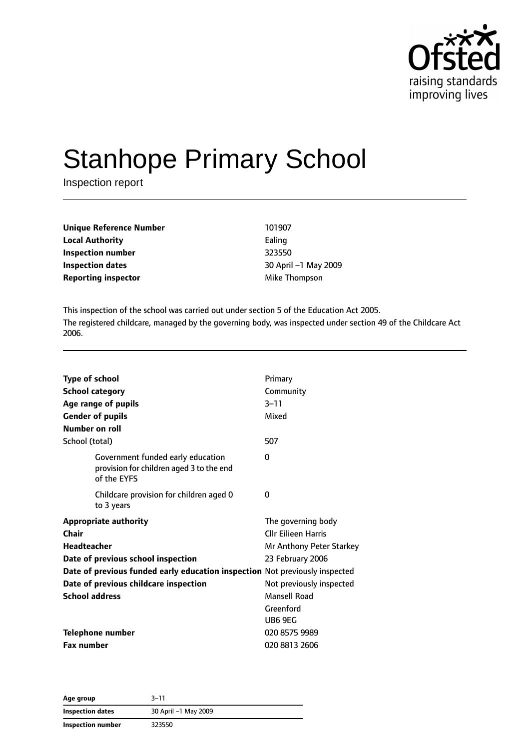# Stanhope Primary School

Inspection report

| | |
|---|---|
| **Unique Reference Number** | 101907 |
| **Local Authority** | Ealing |
| **Inspection number** | 323550 |
| **Inspection dates** | 30 April –1 May 2009 |
| **Reporting inspector** | Mike Thompson |

This inspection of the school was carried out under section 5 of the Education Act 2005.

The registered childcare, managed by the governing body, was inspected under section 49 of the Childcare Act 2006.

| | |
|---|---|
| **Type of school** | Primary |
| **School category** | Community |
| **Age range of pupils** | 3–11 |
| **Gender of pupils** | Mixed |
| **Number on roll** | |
| School (total) | 507 |
| Government funded early education provision for children aged 3 to the end of the EYFS | 0 |
| Childcare provision for children aged 0 to 3 years | 0 |
| **Appropriate authority** | The governing body |
| **Chair** | Cllr Eilieen Harris |
| **Headteacher** | Mr Anthony Peter Starkey |
| **Date of previous school inspection** | 23 February 2006 |
| **Date of previous funded early education inspection** | Not previously inspected |
| **Date of previous childcare inspection** | Not previously inspected |
| **School address** | Mansell Road<br>Greenford<br>UB6 9EG |
| **Telephone number** | 020 8575 9989 |
| **Fax number** | 020 8813 2606 |

| | |
|---|---|
| **Age group** | 3–11 |
| **Inspection dates** | 30 April –1 May 2009 |
| **Inspection number** | 323550 |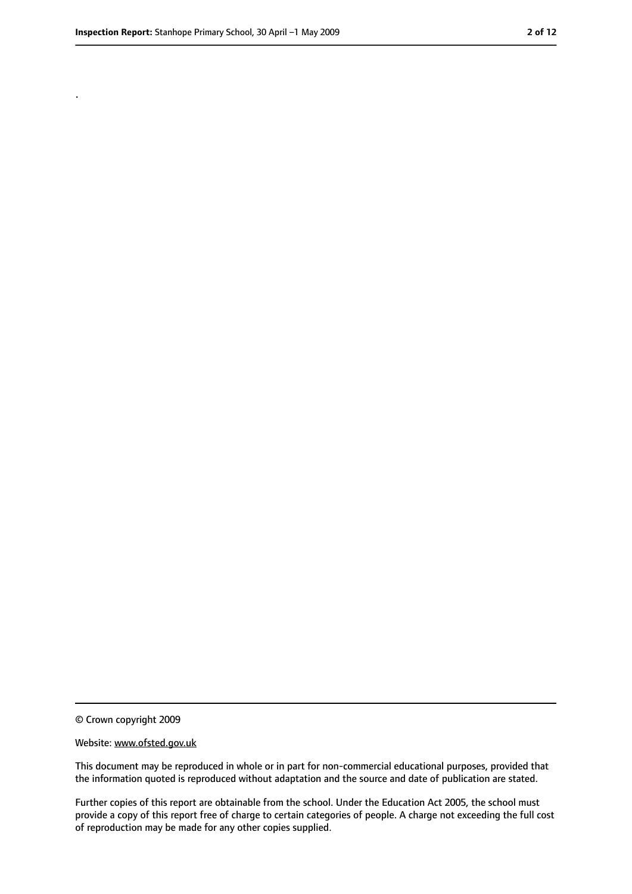.

© Crown copyright 2009

Website: www.ofsted.gov.uk

This document may be reproduced in whole or in part for non-commercial educational purposes, provided that the information quoted is reproduced without adaptation and the source and date of publication are stated.

Further copies of this report are obtainable from the school. Under the Education Act 2005, the school must provide a copy of this report free of charge to certain categories of people. A charge not exceeding the full cost of reproduction may be made for any other copies supplied.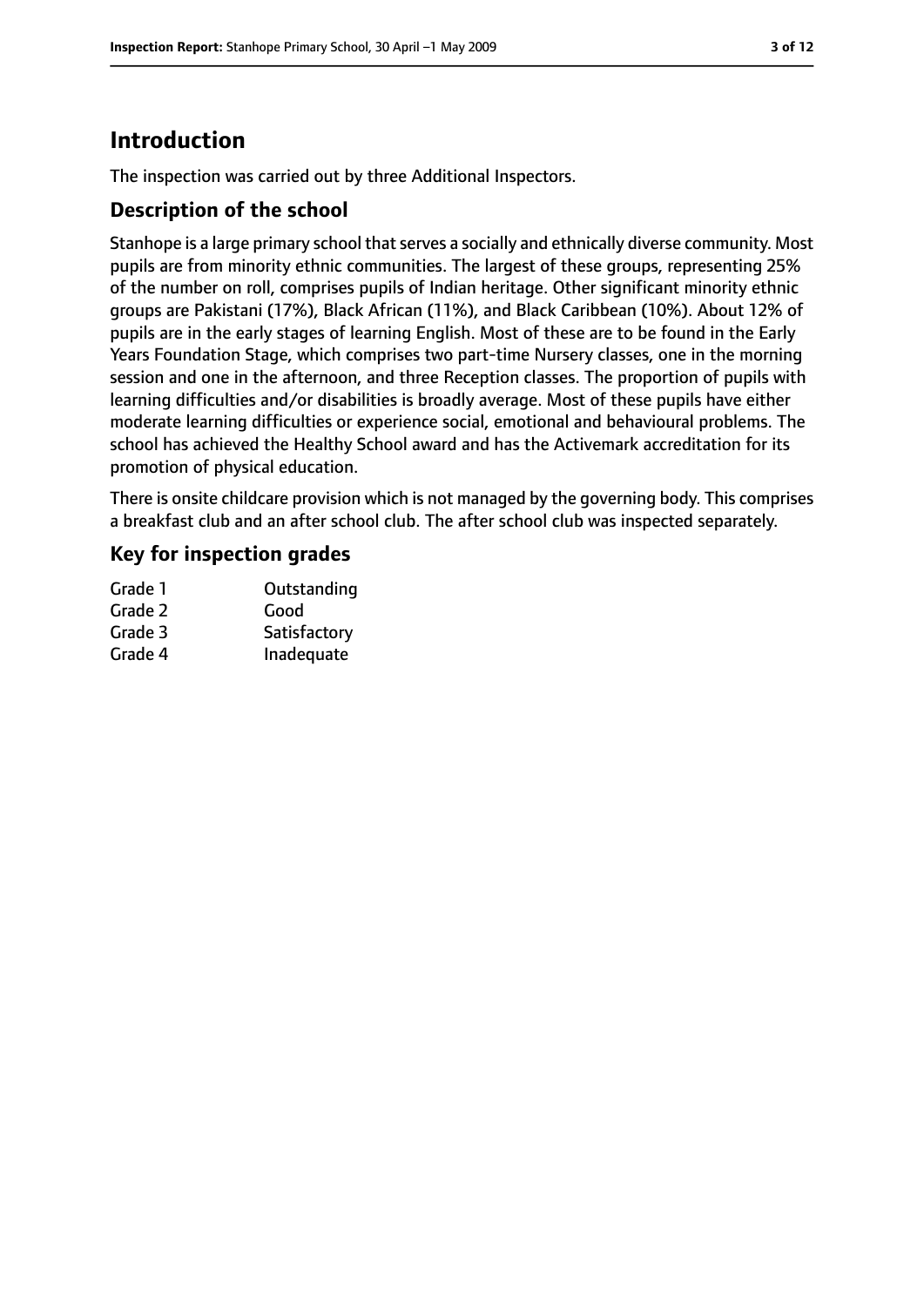# Introduction

The inspection was carried out by three Additional Inspectors.

## Description of the school

Stanhope is a large primary school that serves a socially and ethnically diverse community. Most pupils are from minority ethnic communities. The largest of these groups, representing 25% of the number on roll, comprises pupils of Indian heritage. Other significant minority ethnic groups are Pakistani (17%), Black African (11%), and Black Caribbean (10%). About 12% of pupils are in the early stages of learning English. Most of these are to be found in the Early Years Foundation Stage, which comprises two part-time Nursery classes, one in the morning session and one in the afternoon, and three Reception classes. The proportion of pupils with learning difficulties and/or disabilities is broadly average. Most of these pupils have either moderate learning difficulties or experience social, emotional and behavioural problems. The school has achieved the Healthy School award and has the Activemark accreditation for its promotion of physical education.

There is onsite childcare provision which is not managed by the governing body. This comprises a breakfast club and an after school club. The after school club was inspected separately.

## Key for inspection grades

| | |
|---|---|
| Grade 1 | Outstanding |
| Grade 2 | Good |
| Grade 3 | Satisfactory |
| Grade 4 | Inadequate |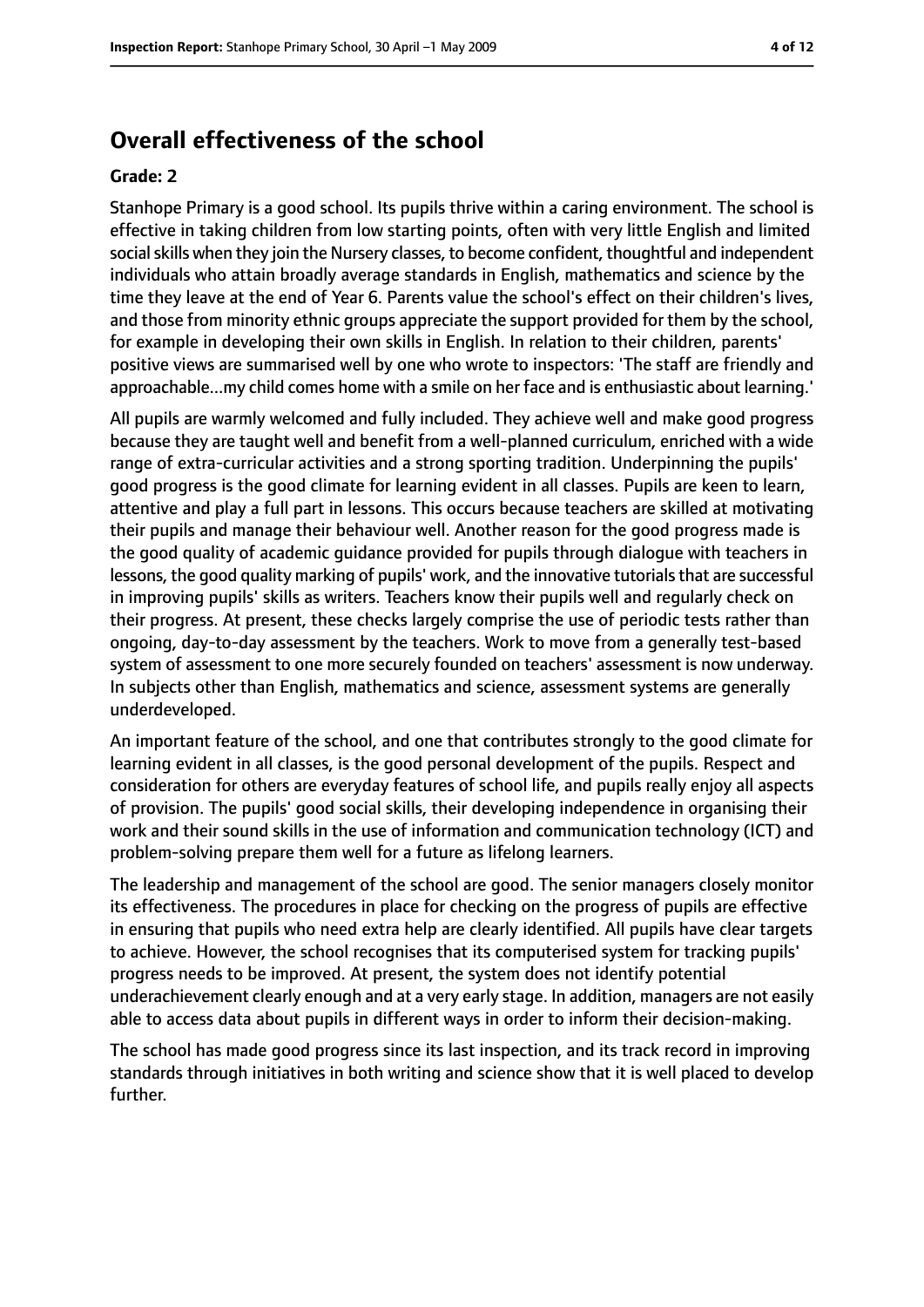# Overall effectiveness of the school

**Grade: 2**

Stanhope Primary is a good school. Its pupils thrive within a caring environment. The school is effective in taking children from low starting points, often with very little English and limited social skills when they join the Nursery classes, to become confident, thoughtful and independent individuals who attain broadly average standards in English, mathematics and science by the time they leave at the end of Year 6. Parents value the school's effect on their children's lives, and those from minority ethnic groups appreciate the support provided for them by the school, for example in developing their own skills in English. In relation to their children, parents' positive views are summarised well by one who wrote to inspectors: 'The staff are friendly and approachable...my child comes home with a smile on her face and is enthusiastic about learning.'

All pupils are warmly welcomed and fully included. They achieve well and make good progress because they are taught well and benefit from a well-planned curriculum, enriched with a wide range of extra-curricular activities and a strong sporting tradition. Underpinning the pupils' good progress is the good climate for learning evident in all classes. Pupils are keen to learn, attentive and play a full part in lessons. This occurs because teachers are skilled at motivating their pupils and manage their behaviour well. Another reason for the good progress made is the good quality of academic guidance provided for pupils through dialogue with teachers in lessons, the good quality marking of pupils' work, and the innovative tutorials that are successful in improving pupils' skills as writers. Teachers know their pupils well and regularly check on their progress. At present, these checks largely comprise the use of periodic tests rather than ongoing, day-to-day assessment by the teachers. Work to move from a generally test-based system of assessment to one more securely founded on teachers' assessment is now underway. In subjects other than English, mathematics and science, assessment systems are generally underdeveloped.

An important feature of the school, and one that contributes strongly to the good climate for learning evident in all classes, is the good personal development of the pupils. Respect and consideration for others are everyday features of school life, and pupils really enjoy all aspects of provision. The pupils' good social skills, their developing independence in organising their work and their sound skills in the use of information and communication technology (ICT) and problem-solving prepare them well for a future as lifelong learners.

The leadership and management of the school are good. The senior managers closely monitor its effectiveness. The procedures in place for checking on the progress of pupils are effective in ensuring that pupils who need extra help are clearly identified. All pupils have clear targets to achieve. However, the school recognises that its computerised system for tracking pupils' progress needs to be improved. At present, the system does not identify potential underachievement clearly enough and at a very early stage. In addition, managers are not easily able to access data about pupils in different ways in order to inform their decision-making.

The school has made good progress since its last inspection, and its track record in improving standards through initiatives in both writing and science show that it is well placed to develop further.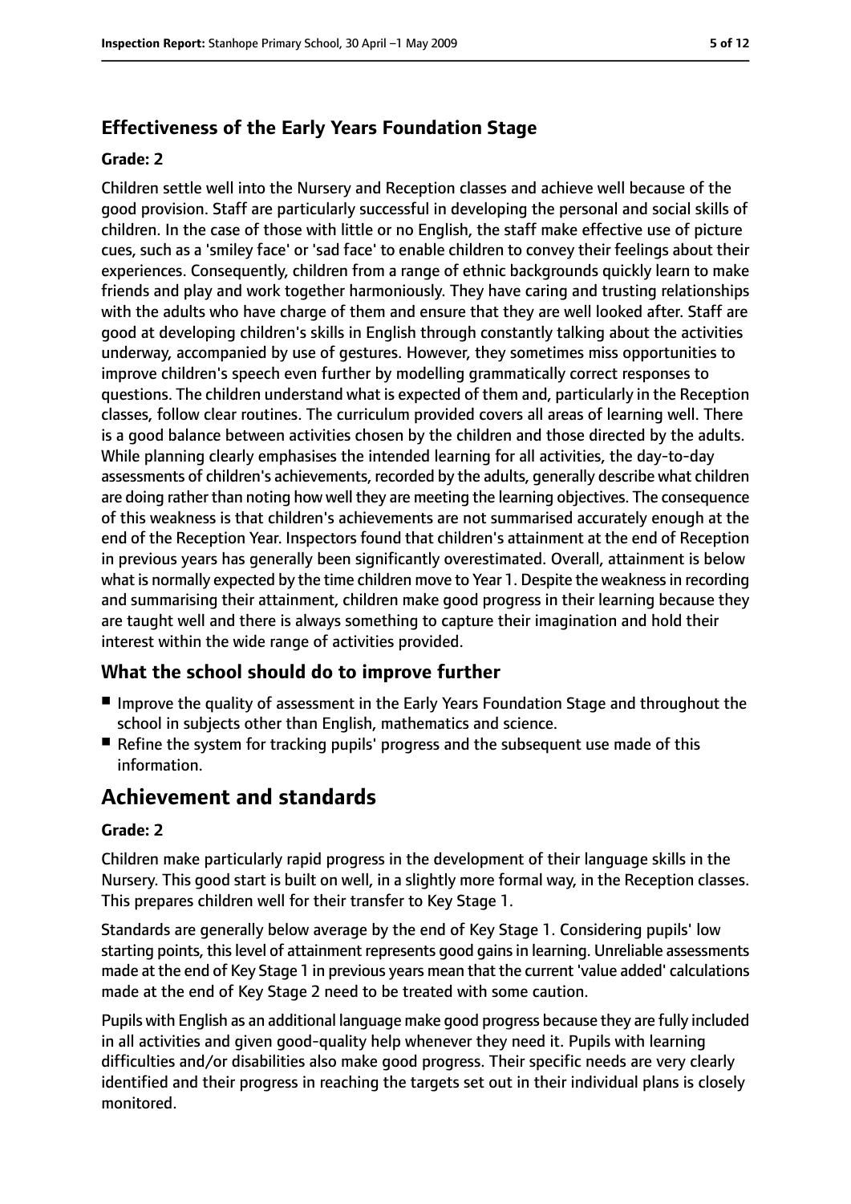## Effectiveness of the Early Years Foundation Stage

#### Grade: 2

Children settle well into the Nursery and Reception classes and achieve well because of the good provision. Staff are particularly successful in developing the personal and social skills of children. In the case of those with little or no English, the staff make effective use of picture cues, such as a 'smiley face' or 'sad face' to enable children to convey their feelings about their experiences. Consequently, children from a range of ethnic backgrounds quickly learn to make friends and play and work together harmoniously. They have caring and trusting relationships with the adults who have charge of them and ensure that they are well looked after. Staff are good at developing children's skills in English through constantly talking about the activities underway, accompanied by use of gestures. However, they sometimes miss opportunities to improve children's speech even further by modelling grammatically correct responses to questions. The children understand what is expected of them and, particularly in the Reception classes, follow clear routines. The curriculum provided covers all areas of learning well. There is a good balance between activities chosen by the children and those directed by the adults. While planning clearly emphasises the intended learning for all activities, the day-to-day assessments of children's achievements, recorded by the adults, generally describe what children are doing rather than noting how well they are meeting the learning objectives. The consequence of this weakness is that children's achievements are not summarised accurately enough at the end of the Reception Year. Inspectors found that children's attainment at the end of Reception in previous years has generally been significantly overestimated. Overall, attainment is below what is normally expected by the time children move to Year 1. Despite the weakness in recording and summarising their attainment, children make good progress in their learning because they are taught well and there is always something to capture their imagination and hold their interest within the wide range of activities provided.

## What the school should do to improve further

- Improve the quality of assessment in the Early Years Foundation Stage and throughout the school in subjects other than English, mathematics and science.
- Refine the system for tracking pupils' progress and the subsequent use made of this information.

# Achievement and standards

#### Grade: 2

Children make particularly rapid progress in the development of their language skills in the Nursery. This good start is built on well, in a slightly more formal way, in the Reception classes. This prepares children well for their transfer to Key Stage 1.

Standards are generally below average by the end of Key Stage 1. Considering pupils' low starting points, this level of attainment represents good gains in learning. Unreliable assessments made at the end of Key Stage 1 in previous years mean that the current 'value added' calculations made at the end of Key Stage 2 need to be treated with some caution.

Pupils with English as an additional language make good progress because they are fully included in all activities and given good-quality help whenever they need it. Pupils with learning difficulties and/or disabilities also make good progress. Their specific needs are very clearly identified and their progress in reaching the targets set out in their individual plans is closely monitored.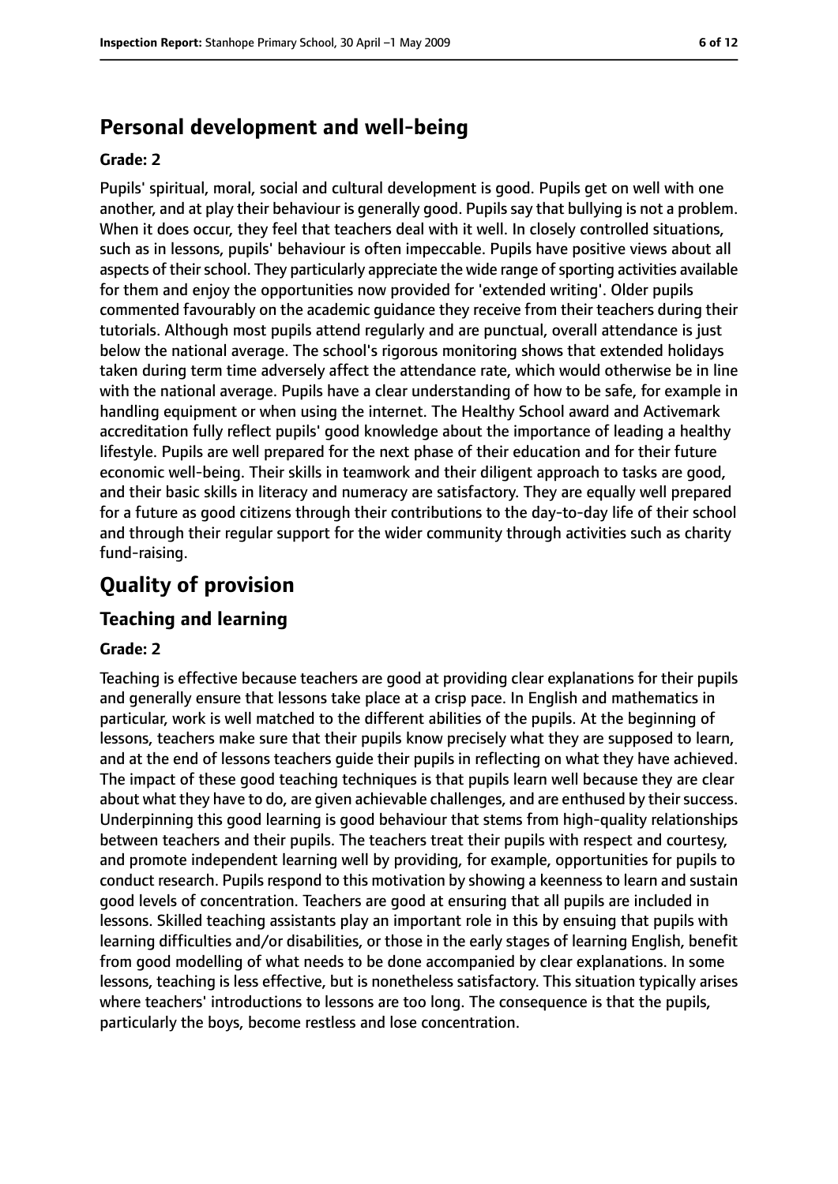## Personal development and well-being

**Grade: 2**

Pupils' spiritual, moral, social and cultural development is good. Pupils get on well with one another, and at play their behaviour is generally good. Pupils say that bullying is not a problem. When it does occur, they feel that teachers deal with it well. In closely controlled situations, such as in lessons, pupils' behaviour is often impeccable. Pupils have positive views about all aspects of their school. They particularly appreciate the wide range of sporting activities available for them and enjoy the opportunities now provided for 'extended writing'. Older pupils commented favourably on the academic guidance they receive from their teachers during their tutorials. Although most pupils attend regularly and are punctual, overall attendance is just below the national average. The school's rigorous monitoring shows that extended holidays taken during term time adversely affect the attendance rate, which would otherwise be in line with the national average. Pupils have a clear understanding of how to be safe, for example in handling equipment or when using the internet. The Healthy School award and Activemark accreditation fully reflect pupils' good knowledge about the importance of leading a healthy lifestyle. Pupils are well prepared for the next phase of their education and for their future economic well-being. Their skills in teamwork and their diligent approach to tasks are good, and their basic skills in literacy and numeracy are satisfactory. They are equally well prepared for a future as good citizens through their contributions to the day-to-day life of their school and through their regular support for the wider community through activities such as charity fund-raising.

# Quality of provision

## Teaching and learning

**Grade: 2**

Teaching is effective because teachers are good at providing clear explanations for their pupils and generally ensure that lessons take place at a crisp pace. In English and mathematics in particular, work is well matched to the different abilities of the pupils. At the beginning of lessons, teachers make sure that their pupils know precisely what they are supposed to learn, and at the end of lessons teachers guide their pupils in reflecting on what they have achieved. The impact of these good teaching techniques is that pupils learn well because they are clear about what they have to do, are given achievable challenges, and are enthused by their success. Underpinning this good learning is good behaviour that stems from high-quality relationships between teachers and their pupils. The teachers treat their pupils with respect and courtesy, and promote independent learning well by providing, for example, opportunities for pupils to conduct research. Pupils respond to this motivation by showing a keenness to learn and sustain good levels of concentration. Teachers are good at ensuring that all pupils are included in lessons. Skilled teaching assistants play an important role in this by ensuing that pupils with learning difficulties and/or disabilities, or those in the early stages of learning English, benefit from good modelling of what needs to be done accompanied by clear explanations. In some lessons, teaching is less effective, but is nonetheless satisfactory. This situation typically arises where teachers' introductions to lessons are too long. The consequence is that the pupils, particularly the boys, become restless and lose concentration.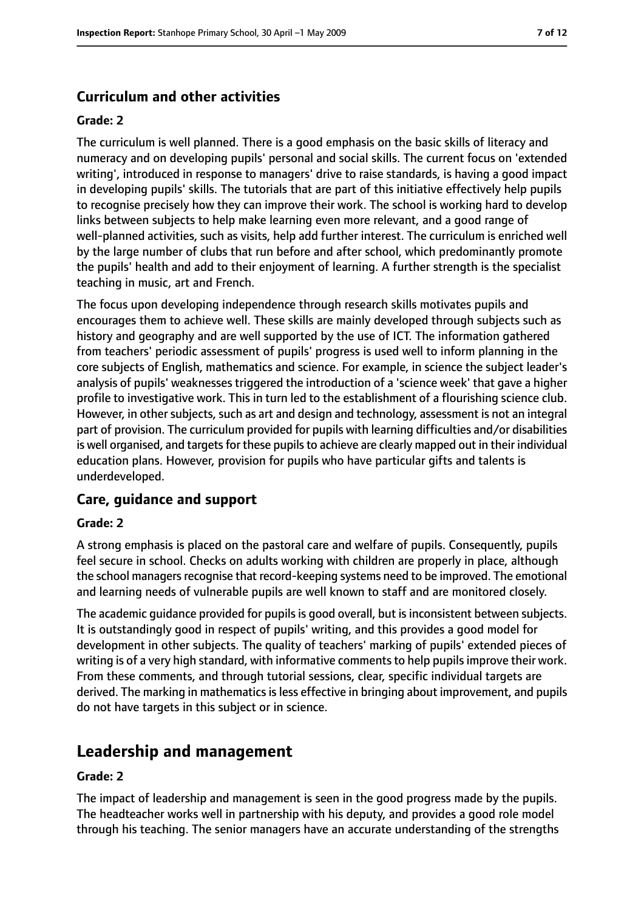### Curriculum and other activities

#### Grade: 2

The curriculum is well planned. There is a good emphasis on the basic skills of literacy and numeracy and on developing pupils' personal and social skills. The current focus on 'extended writing', introduced in response to managers' drive to raise standards, is having a good impact in developing pupils' skills. The tutorials that are part of this initiative effectively help pupils to recognise precisely how they can improve their work. The school is working hard to develop links between subjects to help make learning even more relevant, and a good range of well-planned activities, such as visits, help add further interest. The curriculum is enriched well by the large number of clubs that run before and after school, which predominantly promote the pupils' health and add to their enjoyment of learning. A further strength is the specialist teaching in music, art and French.

The focus upon developing independence through research skills motivates pupils and encourages them to achieve well. These skills are mainly developed through subjects such as history and geography and are well supported by the use of ICT. The information gathered from teachers' periodic assessment of pupils' progress is used well to inform planning in the core subjects of English, mathematics and science. For example, in science the subject leader's analysis of pupils' weaknesses triggered the introduction of a 'science week' that gave a higher profile to investigative work. This in turn led to the establishment of a flourishing science club. However, in other subjects, such as art and design and technology, assessment is not an integral part of provision. The curriculum provided for pupils with learning difficulties and/or disabilities is well organised, and targets for these pupils to achieve are clearly mapped out in their individual education plans. However, provision for pupils who have particular gifts and talents is underdeveloped.

### Care, guidance and support

#### Grade: 2

A strong emphasis is placed on the pastoral care and welfare of pupils. Consequently, pupils feel secure in school. Checks on adults working with children are properly in place, although the school managers recognise that record-keeping systems need to be improved. The emotional and learning needs of vulnerable pupils are well known to staff and are monitored closely.

The academic guidance provided for pupils is good overall, but is inconsistent between subjects. It is outstandingly good in respect of pupils' writing, and this provides a good model for development in other subjects. The quality of teachers' marking of pupils' extended pieces of writing is of a very high standard, with informative comments to help pupils improve their work. From these comments, and through tutorial sessions, clear, specific individual targets are derived. The marking in mathematics is less effective in bringing about improvement, and pupils do not have targets in this subject or in science.

## Leadership and management

#### Grade: 2

The impact of leadership and management is seen in the good progress made by the pupils. The headteacher works well in partnership with his deputy, and provides a good role model through his teaching. The senior managers have an accurate understanding of the strengths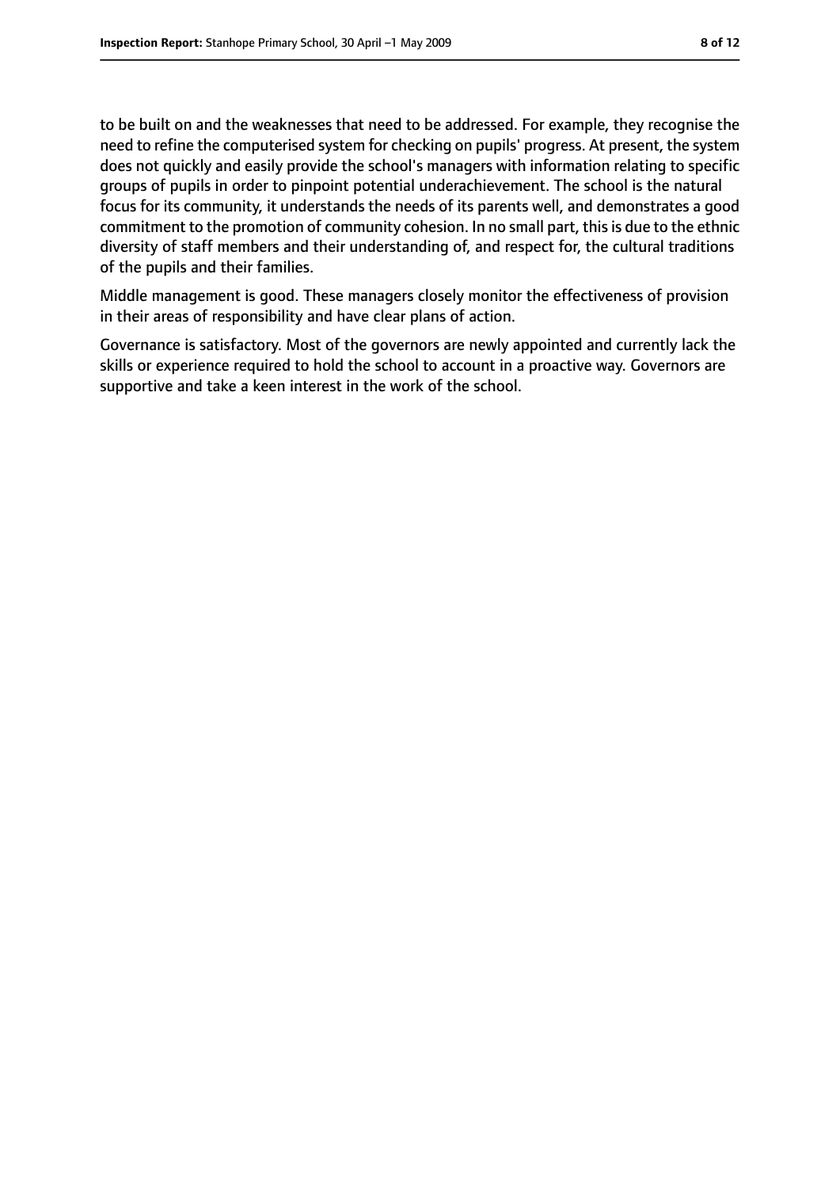to be built on and the weaknesses that need to be addressed. For example, they recognise the need to refine the computerised system for checking on pupils' progress. At present, the system does not quickly and easily provide the school's managers with information relating to specific groups of pupils in order to pinpoint potential underachievement. The school is the natural focus for its community, it understands the needs of its parents well, and demonstrates a good commitment to the promotion of community cohesion. In no small part, this is due to the ethnic diversity of staff members and their understanding of, and respect for, the cultural traditions of the pupils and their families.

Middle management is good. These managers closely monitor the effectiveness of provision in their areas of responsibility and have clear plans of action.

Governance is satisfactory. Most of the governors are newly appointed and currently lack the skills or experience required to hold the school to account in a proactive way. Governors are supportive and take a keen interest in the work of the school.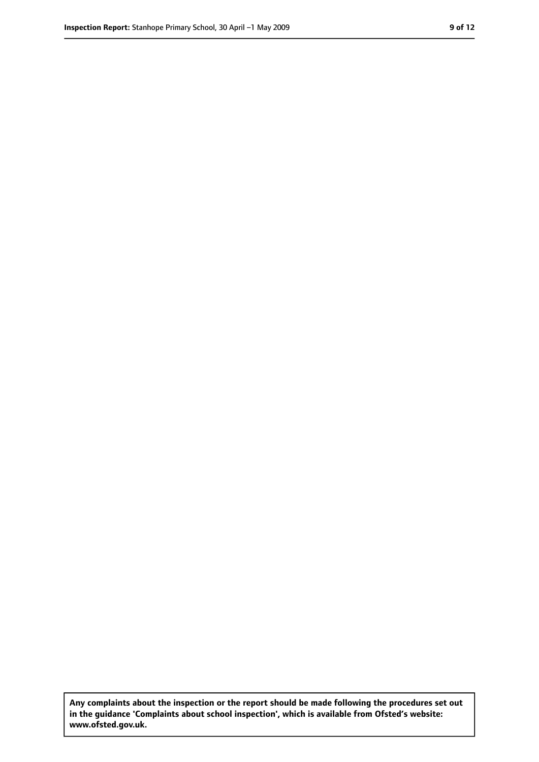**Any complaints about the inspection or the report should be made following the procedures set out in the guidance 'Complaints about school inspection', which is available from Ofsted's website: www.ofsted.gov.uk.**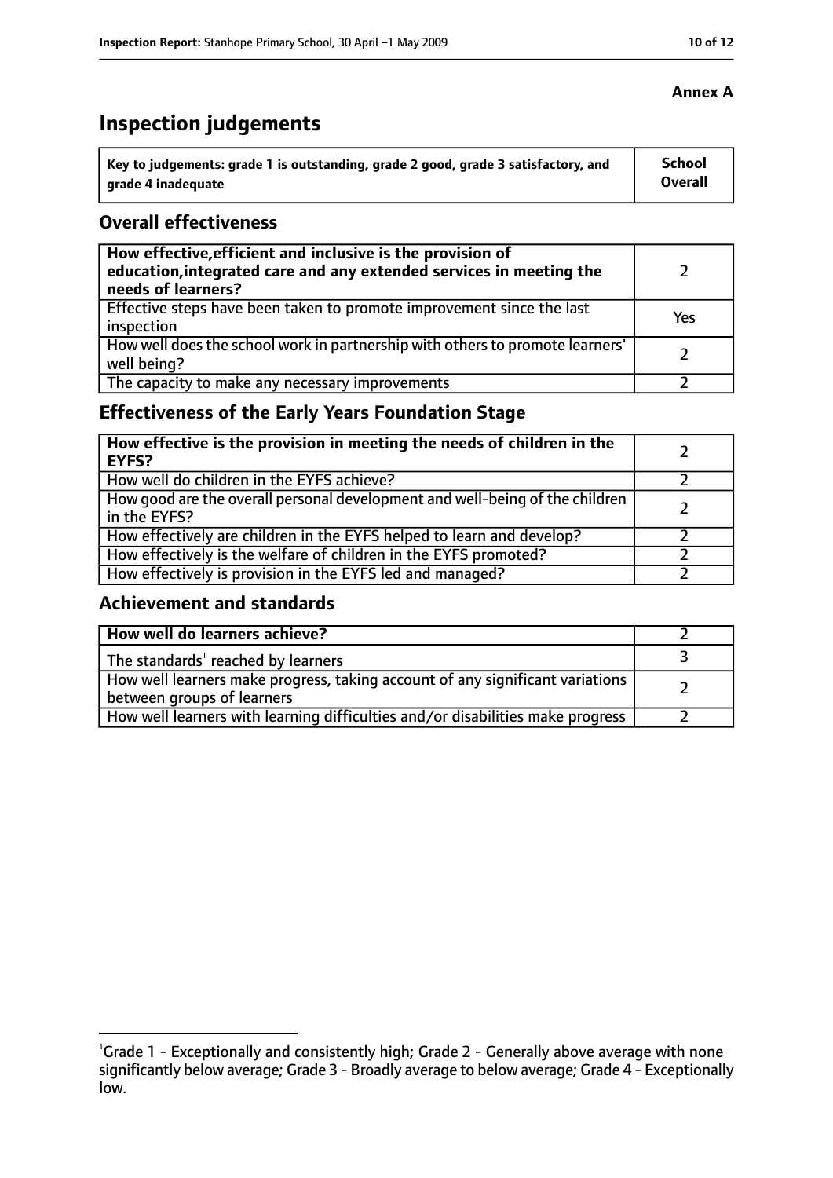**Annex A**

# Inspection judgements

| Key to judgements: grade 1 is outstanding, grade 2 good, grade 3 satisfactory, and grade 4 inadequate | School Overall |
|---|---|

## Overall effectiveness

| | |
|---|---|
| **How effective, efficient and inclusive is the provision of education, integrated care and any extended services in meeting the needs of learners?** | 2 |
| Effective steps have been taken to promote improvement since the last inspection | Yes |
| How well does the school work in partnership with others to promote learners' well being? | 2 |
| The capacity to make any necessary improvements | 2 |

## Effectiveness of the Early Years Foundation Stage

| | |
|---|---|
| **How effective is the provision in meeting the needs of children in the EYFS?** | 2 |
| How well do children in the EYFS achieve? | 2 |
| How good are the overall personal development and well-being of the children in the EYFS? | 2 |
| How effectively are children in the EYFS helped to learn and develop? | 2 |
| How effectively is the welfare of children in the EYFS promoted? | 2 |
| How effectively is provision in the EYFS led and managed? | 2 |

## Achievement and standards

| | |
|---|---|
| **How well do learners achieve?** | 2 |
| The standards[1] reached by learners | 3 |
| How well learners make progress, taking account of any significant variations between groups of learners | 2 |
| How well learners with learning difficulties and/or disabilities make progress | 2 |

[1] Grade 1 - Exceptionally and consistently high; Grade 2 - Generally above average with none significantly below average; Grade 3 - Broadly average to below average; Grade 4 - Exceptionally low.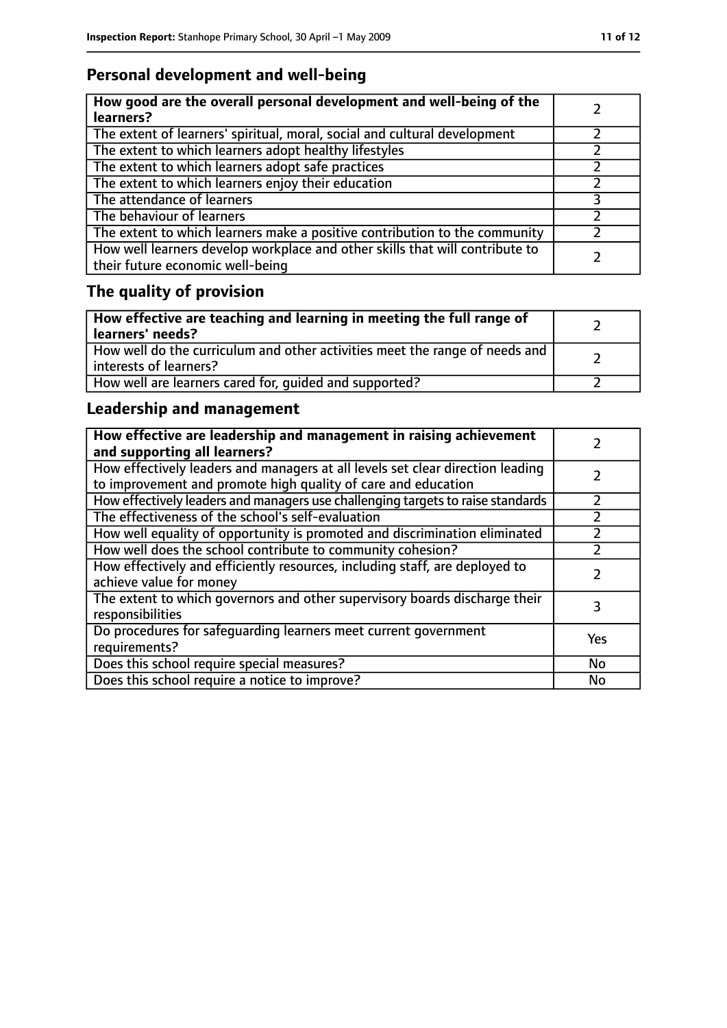## Personal development and well-being

| **How good are the overall personal development and well-being of the learners?** | 2 |
|---|---|
| The extent of learners' spiritual, moral, social and cultural development | 2 |
| The extent to which learners adopt healthy lifestyles | 2 |
| The extent to which learners adopt safe practices | 2 |
| The extent to which learners enjoy their education | 2 |
| The attendance of learners | 3 |
| The behaviour of learners | 2 |
| The extent to which learners make a positive contribution to the community | 2 |
| How well learners develop workplace and other skills that will contribute to their future economic well-being | 2 |

## The quality of provision

| **How effective are teaching and learning in meeting the full range of learners' needs?** | 2 |
|---|---|
| How well do the curriculum and other activities meet the range of needs and interests of learners? | 2 |
| How well are learners cared for, guided and supported? | 2 |

## Leadership and management

| **How effective are leadership and management in raising achievement and supporting all learners?** | 2 |
|---|---|
| How effectively leaders and managers at all levels set clear direction leading to improvement and promote high quality of care and education | 2 |
| How effectively leaders and managers use challenging targets to raise standards | 2 |
| The effectiveness of the school's self-evaluation | 2 |
| How well equality of opportunity is promoted and discrimination eliminated | 2 |
| How well does the school contribute to community cohesion? | 2 |
| How effectively and efficiently resources, including staff, are deployed to achieve value for money | 2 |
| The extent to which governors and other supervisory boards discharge their responsibilities | 3 |
| Do procedures for safeguarding learners meet current government requirements? | Yes |
| Does this school require special measures? | No |
| Does this school require a notice to improve? | No |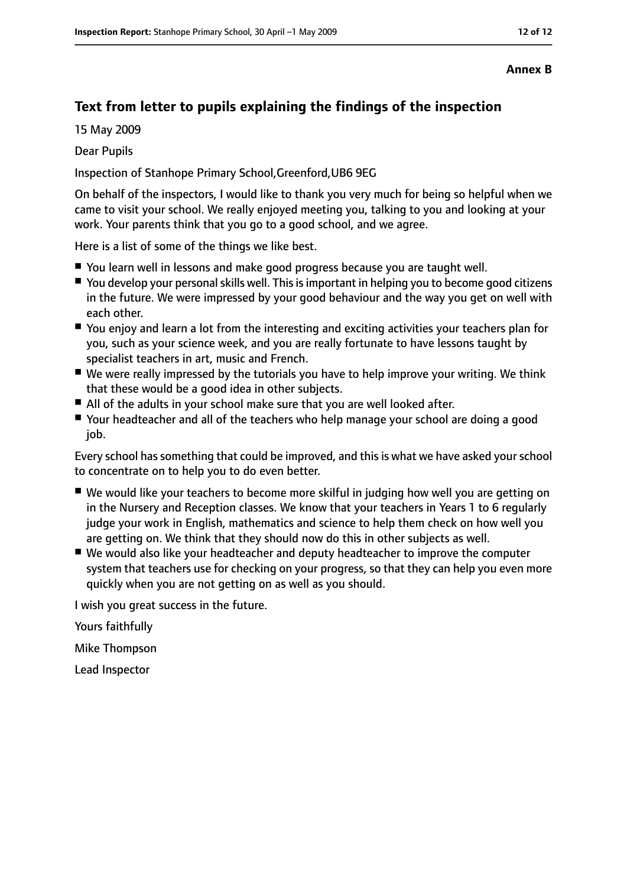**Annex B**

## Text from letter to pupils explaining the findings of the inspection

15 May 2009

Dear Pupils

Inspection of Stanhope Primary School,Greenford,UB6 9EG

On behalf of the inspectors, I would like to thank you very much for being so helpful when we came to visit your school. We really enjoyed meeting you, talking to you and looking at your work. Your parents think that you go to a good school, and we agree.

Here is a list of some of the things we like best.

- You learn well in lessons and make good progress because you are taught well.
- You develop your personal skills well. This is important in helping you to become good citizens in the future. We were impressed by your good behaviour and the way you get on well with each other.
- You enjoy and learn a lot from the interesting and exciting activities your teachers plan for you, such as your science week, and you are really fortunate to have lessons taught by specialist teachers in art, music and French.
- We were really impressed by the tutorials you have to help improve your writing. We think that these would be a good idea in other subjects.
- All of the adults in your school make sure that you are well looked after.
- Your headteacher and all of the teachers who help manage your school are doing a good job.

Every school has something that could be improved, and this is what we have asked your school to concentrate on to help you to do even better.

- We would like your teachers to become more skilful in judging how well you are getting on in the Nursery and Reception classes. We know that your teachers in Years 1 to 6 regularly judge your work in English, mathematics and science to help them check on how well you are getting on. We think that they should now do this in other subjects as well.
- We would also like your headteacher and deputy headteacher to improve the computer system that teachers use for checking on your progress, so that they can help you even more quickly when you are not getting on as well as you should.

I wish you great success in the future.

Yours faithfully

Mike Thompson

Lead Inspector